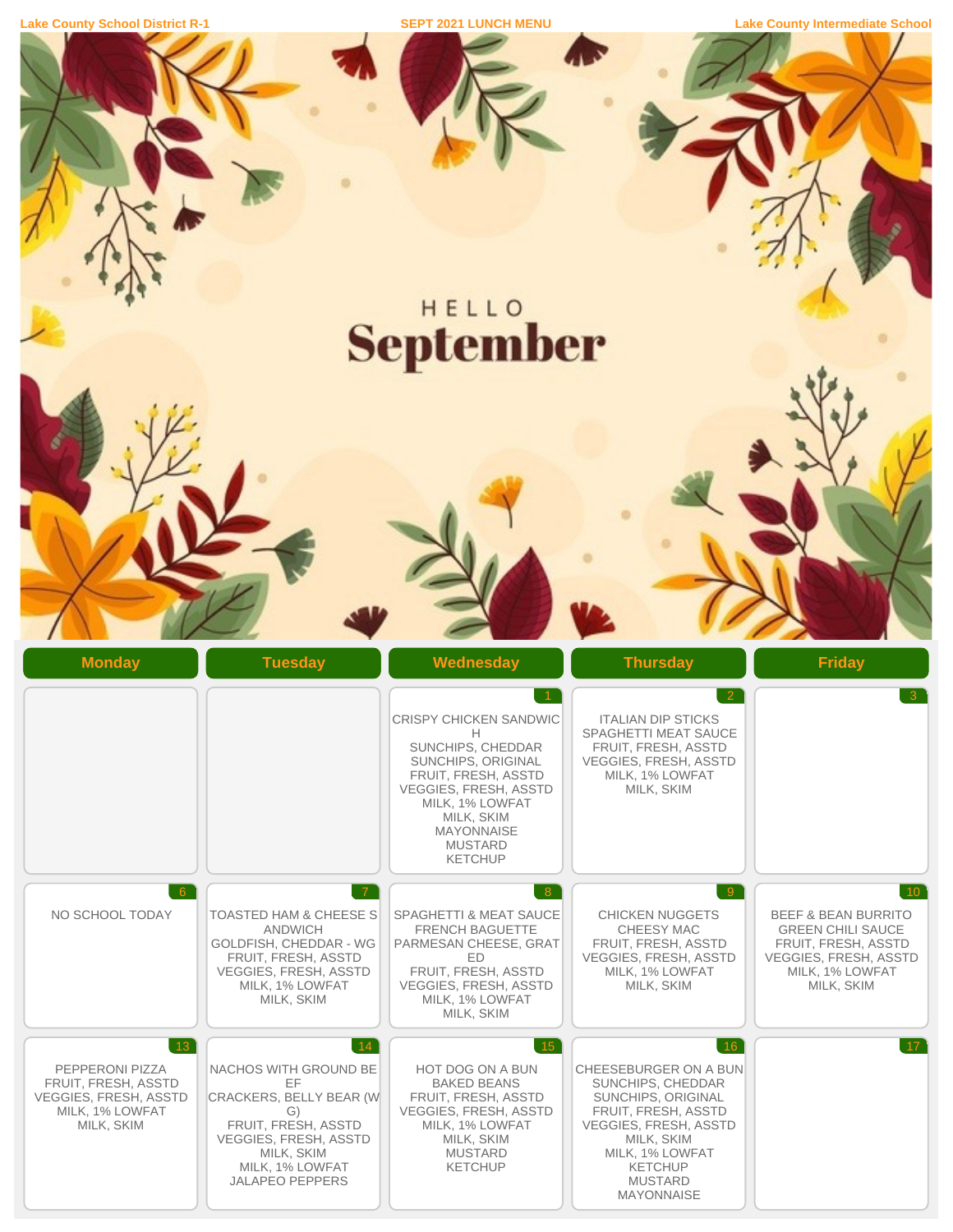Lake County School District R-1 | SEPT 2021 LUNCH MENU | Lake County Intermediate School

HELLO

# September

| Monday | Tuesday | Wednesday | Thursday | Friday |
|---|---|---|---|---|
| | | **1**<br>CRISPY CHICKEN SANDWICH<br>SUNCHIPS, CHEDDAR<br>SUNCHIPS, ORIGINAL<br>FRUIT, FRESH, ASSTD<br>VEGGIES, FRESH, ASSTD<br>MILK, 1% LOWFAT<br>MILK, SKIM<br>MAYONNAISE<br>MUSTARD<br>KETCHUP | **2**<br>ITALIAN DIP STICKS<br>SPAGHETTI MEAT SAUCE<br>FRUIT, FRESH, ASSTD<br>VEGGIES, FRESH, ASSTD<br>MILK, 1% LOWFAT<br>MILK, SKIM | **3** |
| **6**<br>NO SCHOOL TODAY | **7**<br>TOASTED HAM & CHEESE SANDWICH<br>GOLDFISH, CHEDDAR - WG<br>FRUIT, FRESH, ASSTD<br>VEGGIES, FRESH, ASSTD<br>MILK, 1% LOWFAT<br>MILK, SKIM | **8**<br>SPAGHETTI & MEAT SAUCE<br>FRENCH BAGUETTE<br>PARMESAN CHEESE, GRATED<br>FRUIT, FRESH, ASSTD<br>VEGGIES, FRESH, ASSTD<br>MILK, 1% LOWFAT<br>MILK, SKIM | **9**<br>CHICKEN NUGGETS<br>CHEESY MAC<br>FRUIT, FRESH, ASSTD<br>VEGGIES, FRESH, ASSTD<br>MILK, 1% LOWFAT<br>MILK, SKIM | **10**<br>BEEF & BEAN BURRITO<br>GREEN CHILI SAUCE<br>FRUIT, FRESH, ASSTD<br>VEGGIES, FRESH, ASSTD<br>MILK, 1% LOWFAT<br>MILK, SKIM |
| **13**<br>PEPPERONI PIZZA<br>FRUIT, FRESH, ASSTD<br>VEGGIES, FRESH, ASSTD<br>MILK, 1% LOWFAT<br>MILK, SKIM | **14**<br>NACHOS WITH GROUND BEEF<br>CRACKERS, BELLY BEAR (WG)<br>FRUIT, FRESH, ASSTD<br>VEGGIES, FRESH, ASSTD<br>MILK, SKIM<br>MILK, 1% LOWFAT<br>JALAPEO PEPPERS | **15**<br>HOT DOG ON A BUN<br>BAKED BEANS<br>FRUIT, FRESH, ASSTD<br>VEGGIES, FRESH, ASSTD<br>MILK, 1% LOWFAT<br>MILK, SKIM<br>MUSTARD<br>KETCHUP | **16**<br>CHEESEBURGER ON A BUN<br>SUNCHIPS, CHEDDAR<br>SUNCHIPS, ORIGINAL<br>FRUIT, FRESH, ASSTD<br>VEGGIES, FRESH, ASSTD<br>MILK, SKIM<br>MILK, 1% LOWFAT<br>KETCHUP<br>MUSTARD<br>MAYONNAISE | **17** |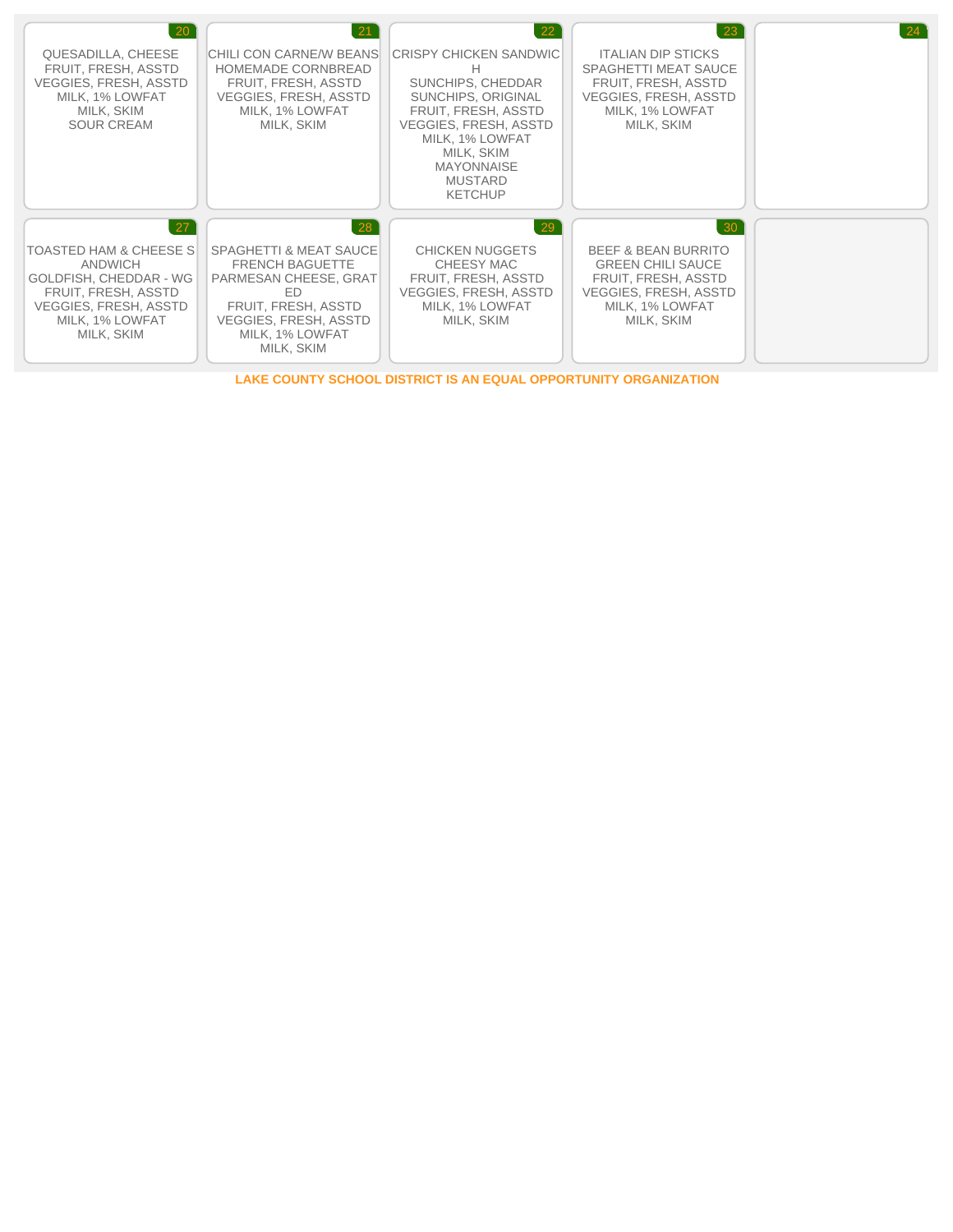| | | | | |
|---|---|---|---|---|
| 20<br>QUESADILLA, CHEESE<br>FRUIT, FRESH, ASSTD<br>VEGGIES, FRESH, ASSTD<br>MILK, 1% LOWFAT<br>MILK, SKIM<br>SOUR CREAM | 21<br>CHILI CON CARNE/W BEANS<br>HOMEMADE CORNBREAD<br>FRUIT, FRESH, ASSTD<br>VEGGIES, FRESH, ASSTD<br>MILK, 1% LOWFAT<br>MILK, SKIM | 22<br>CRISPY CHICKEN SANDWICH<br>SUNCHIPS, CHEDDAR<br>SUNCHIPS, ORIGINAL<br>FRUIT, FRESH, ASSTD<br>VEGGIES, FRESH, ASSTD<br>MILK, 1% LOWFAT<br>MILK, SKIM<br>MAYONNAISE<br>MUSTARD<br>KETCHUP | 23<br>ITALIAN DIP STICKS<br>SPAGHETTI MEAT SAUCE<br>FRUIT, FRESH, ASSTD<br>VEGGIES, FRESH, ASSTD<br>MILK, 1% LOWFAT<br>MILK, SKIM | 24 |
| 27<br>TOASTED HAM & CHEESE SANDWICH<br>GOLDFISH, CHEDDAR - WG<br>FRUIT, FRESH, ASSTD<br>VEGGIES, FRESH, ASSTD<br>MILK, 1% LOWFAT<br>MILK, SKIM | 28<br>SPAGHETTI & MEAT SAUCE<br>FRENCH BAGUETTE<br>PARMESAN CHEESE, GRATED<br>FRUIT, FRESH, ASSTD<br>VEGGIES, FRESH, ASSTD<br>MILK, 1% LOWFAT<br>MILK, SKIM | 29<br>CHICKEN NUGGETS<br>CHEESY MAC<br>FRUIT, FRESH, ASSTD<br>VEGGIES, FRESH, ASSTD<br>MILK, 1% LOWFAT<br>MILK, SKIM | 30<br>BEEF & BEAN BURRITO<br>GREEN CHILI SAUCE<br>FRUIT, FRESH, ASSTD<br>VEGGIES, FRESH, ASSTD<br>MILK, 1% LOWFAT<br>MILK, SKIM | |

**LAKE COUNTY SCHOOL DISTRICT IS AN EQUAL OPPORTUNITY ORGANIZATION**